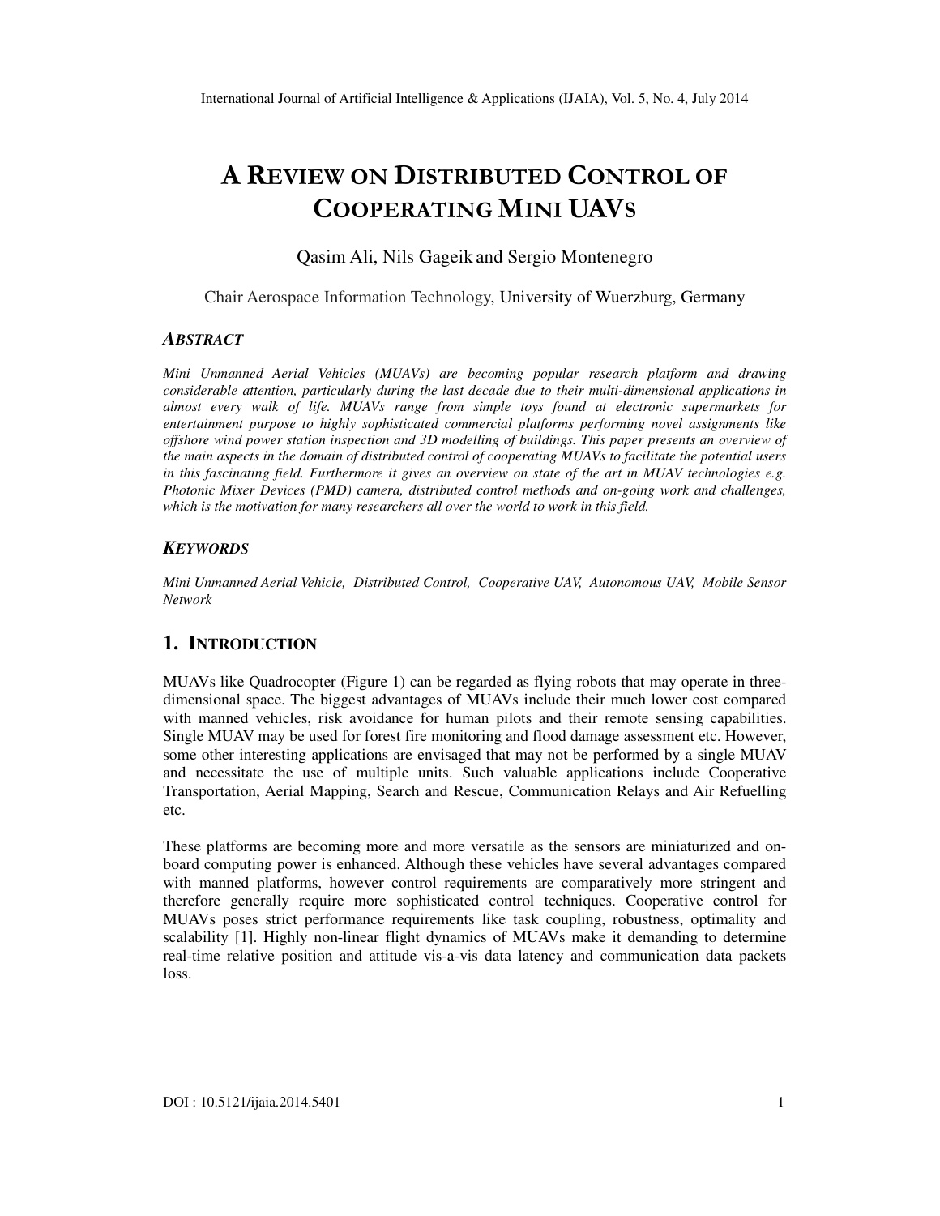# A REVIEW ON DISTRIBUTED CONTROL OF COOPERATING MINI UAVS

Qasim Ali, Nils Gageik and Sergio Montenegro

Chair Aerospace Information Technology, University of Wuerzburg, Germany

### *ABSTRACT*

*Mini Unmanned Aerial Vehicles (MUAVs) are becoming popular research platform and drawing considerable attention, particularly during the last decade due to their multi-dimensional applications in almost every walk of life. MUAVs range from simple toys found at electronic supermarkets for entertainment purpose to highly sophisticated commercial platforms performing novel assignments like offshore wind power station inspection and 3D modelling of buildings. This paper presents an overview of the main aspects in the domain of distributed control of cooperating MUAVs to facilitate the potential users in this fascinating field. Furthermore it gives an overview on state of the art in MUAV technologies e.g. Photonic Mixer Devices (PMD) camera, distributed control methods and on-going work and challenges, which is the motivation for many researchers all over the world to work in this field.*

### *KEYWORDS*

*Mini Unmanned Aerial Vehicle, Distributed Control, Cooperative UAV, Autonomous UAV, Mobile Sensor Network*

## 1. INTRODUCTION

MUAVs like Quadrocopter (Figure 1) can be regarded as flying robots that may operate in three-dimensional space. The biggest advantages of MUAVs include their much lower cost compared with manned vehicles, risk avoidance for human pilots and their remote sensing capabilities. Single MUAV may be used for forest fire monitoring and flood damage assessment etc. However, some other interesting applications are envisaged that may not be performed by a single MUAV and necessitate the use of multiple units. Such valuable applications include Cooperative Transportation, Aerial Mapping, Search and Rescue, Communication Relays and Air Refuelling etc.

These platforms are becoming more and more versatile as the sensors are miniaturized and on-board computing power is enhanced. Although these vehicles have several advantages compared with manned platforms, however control requirements are comparatively more stringent and therefore generally require more sophisticated control techniques. Cooperative control for MUAVs poses strict performance requirements like task coupling, robustness, optimality and scalability [1]. Highly non-linear flight dynamics of MUAVs make it demanding to determine real-time relative position and attitude vis-a-vis data latency and communication data packets loss.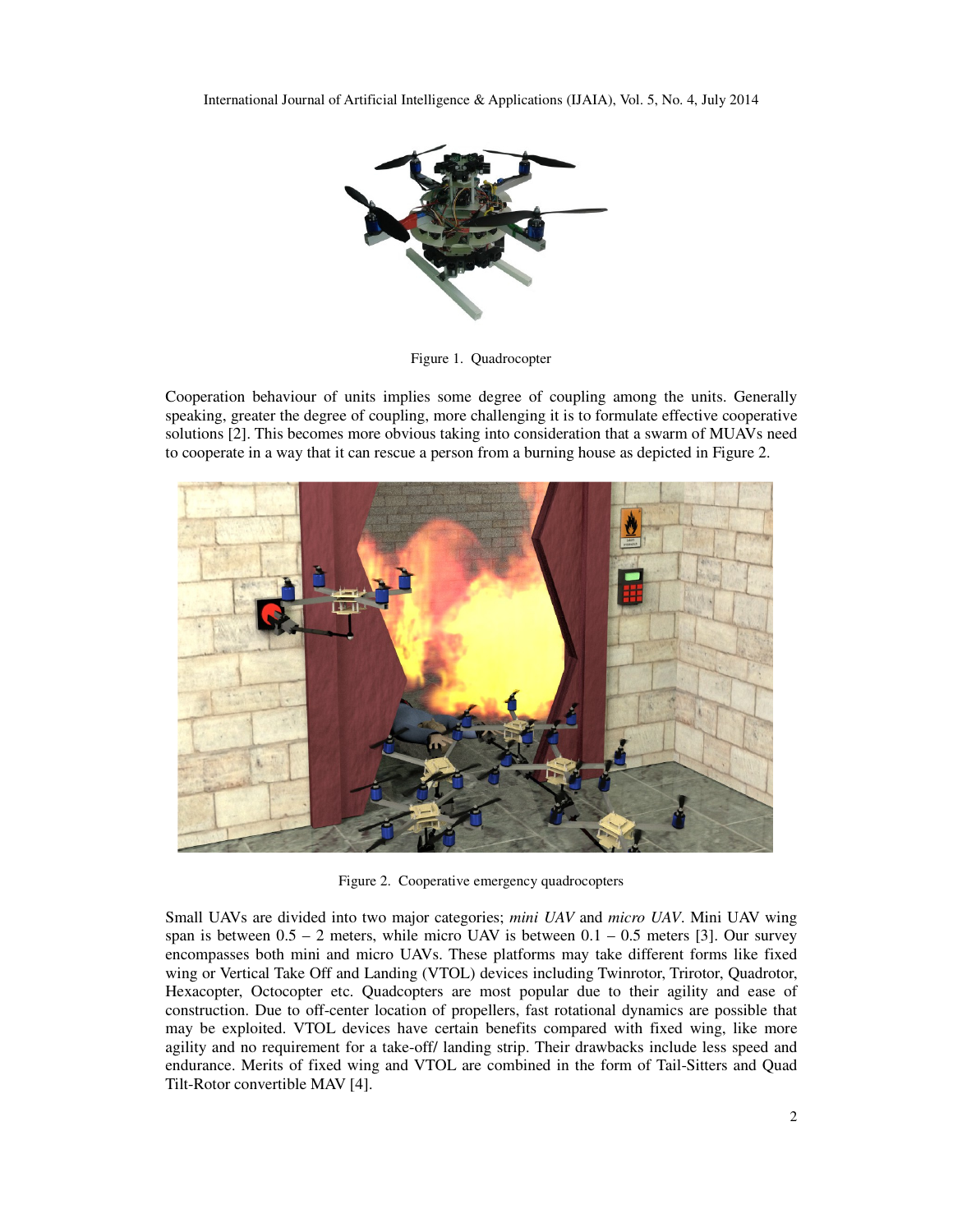Figure 1. Quadrocopter

Cooperation behaviour of units implies some degree of coupling among the units. Generally speaking, greater the degree of coupling, more challenging it is to formulate effective cooperative solutions [2]. This becomes more obvious taking into consideration that a swarm of MUAVs need to cooperate in a way that it can rescue a person from a burning house as depicted in Figure 2.

Figure 2. Cooperative emergency quadrocopters

Small UAVs are divided into two major categories; *mini UAV* and *micro UAV*. Mini UAV wing span is between 0.5 – 2 meters, while micro UAV is between 0.1 – 0.5 meters [3]. Our survey encompasses both mini and micro UAVs. These platforms may take different forms like fixed wing or Vertical Take Off and Landing (VTOL) devices including Twinrotor, Trirotor, Quadrotor, Hexacopter, Octocopter etc. Quadcopters are most popular due to their agility and ease of construction. Due to off-center location of propellers, fast rotational dynamics are possible that may be exploited. VTOL devices have certain benefits compared with fixed wing, like more agility and no requirement for a take-off/ landing strip. Their drawbacks include less speed and endurance. Merits of fixed wing and VTOL are combined in the form of Tail-Sitters and Quad Tilt-Rotor convertible MAV [4].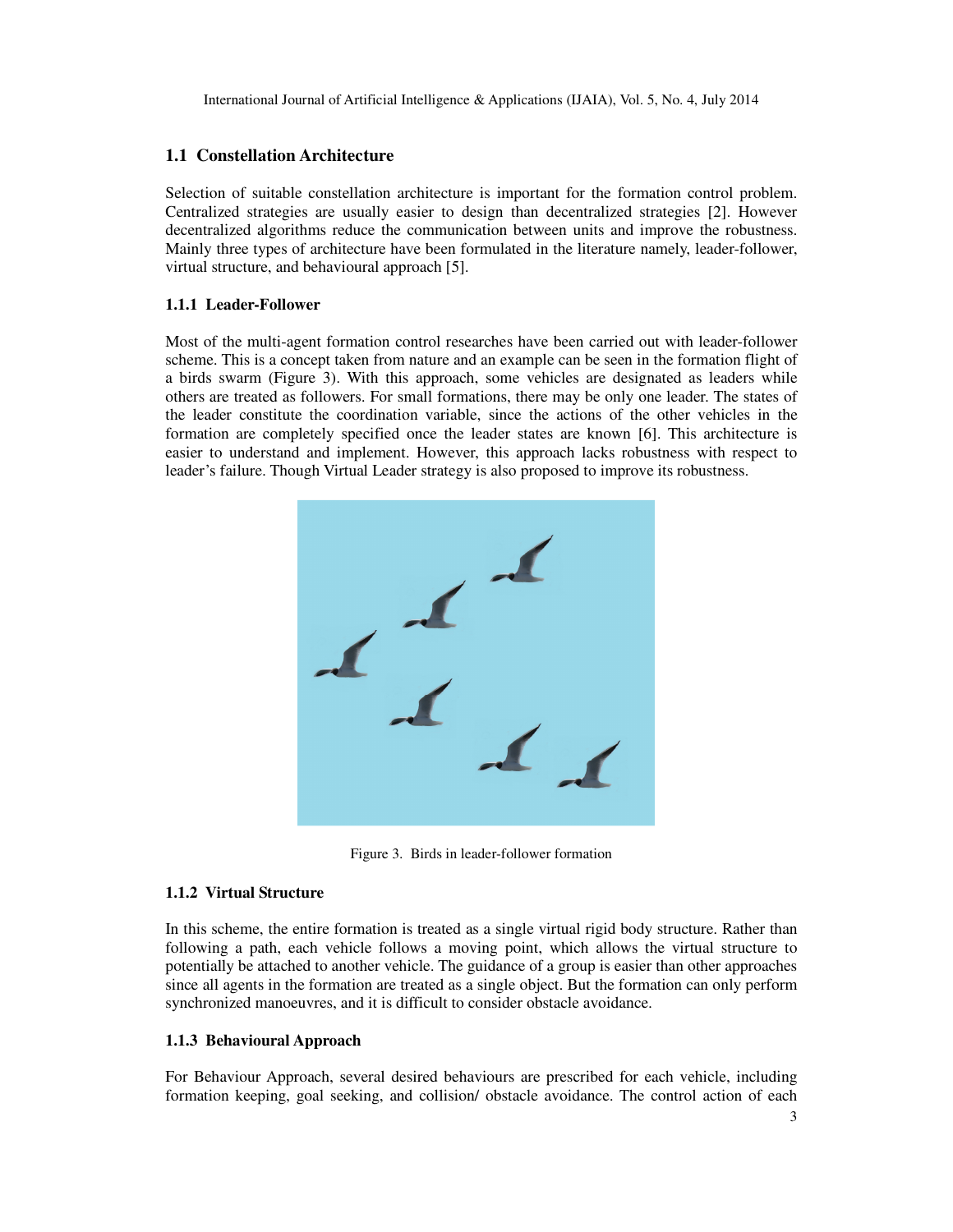## 1.1 Constellation Architecture

Selection of suitable constellation architecture is important for the formation control problem. Centralized strategies are usually easier to design than decentralized strategies [2]. However decentralized algorithms reduce the communication between units and improve the robustness. Mainly three types of architecture have been formulated in the literature namely, leader-follower, virtual structure, and behavioural approach [5].

### 1.1.1 Leader-Follower

Most of the multi-agent formation control researches have been carried out with leader-follower scheme. This is a concept taken from nature and an example can be seen in the formation flight of a birds swarm (Figure 3). With this approach, some vehicles are designated as leaders while others are treated as followers. For small formations, there may be only one leader. The states of the leader constitute the coordination variable, since the actions of the other vehicles in the formation are completely specified once the leader states are known [6]. This architecture is easier to understand and implement. However, this approach lacks robustness with respect to leader's failure. Though Virtual Leader strategy is also proposed to improve its robustness.

Figure 3. Birds in leader-follower formation

### 1.1.2 Virtual Structure

In this scheme, the entire formation is treated as a single virtual rigid body structure. Rather than following a path, each vehicle follows a moving point, which allows the virtual structure to potentially be attached to another vehicle. The guidance of a group is easier than other approaches since all agents in the formation are treated as a single object. But the formation can only perform synchronized manoeuvres, and it is difficult to consider obstacle avoidance.

### 1.1.3 Behavioural Approach

For Behaviour Approach, several desired behaviours are prescribed for each vehicle, including formation keeping, goal seeking, and collision/ obstacle avoidance. The control action of each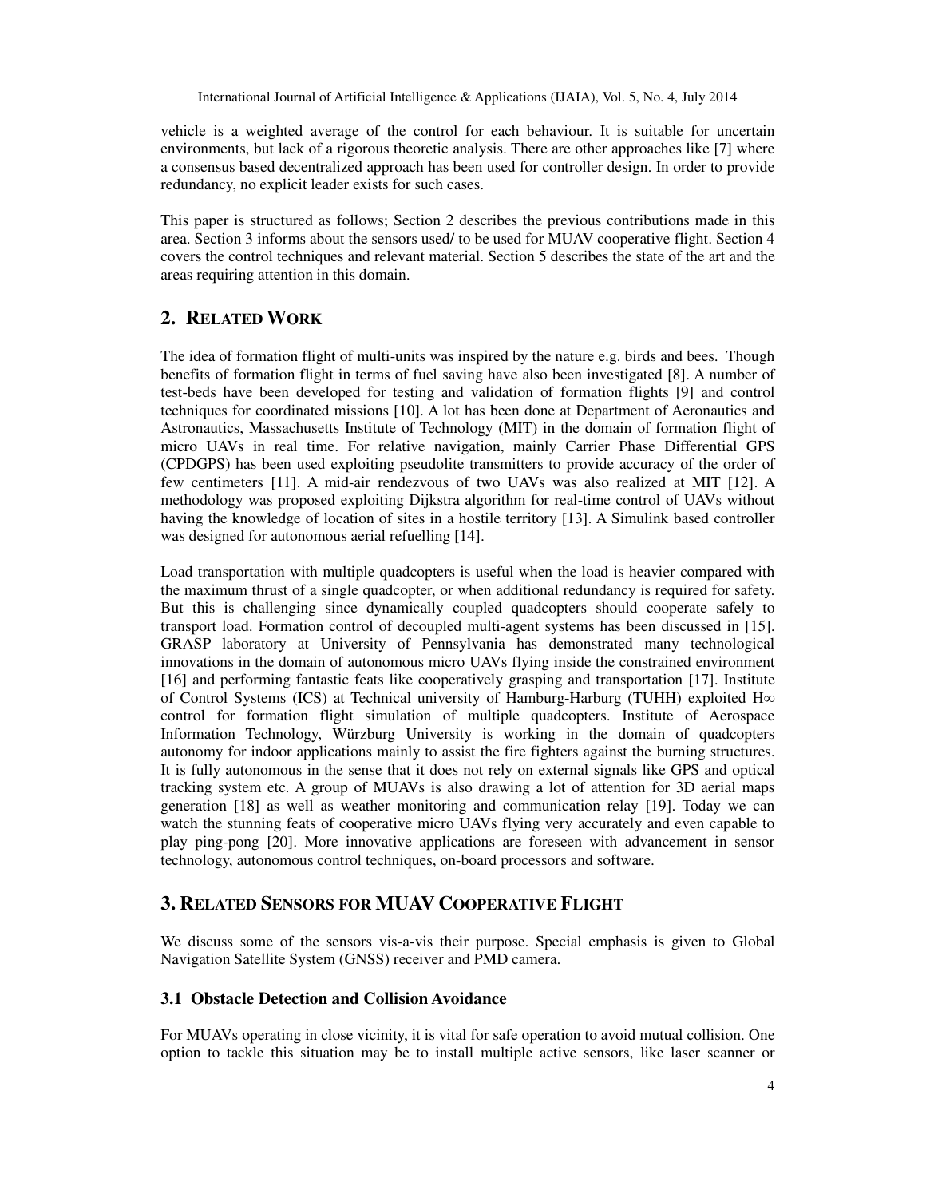vehicle is a weighted average of the control for each behaviour. It is suitable for uncertain environments, but lack of a rigorous theoretic analysis. There are other approaches like [7] where a consensus based decentralized approach has been used for controller design. In order to provide redundancy, no explicit leader exists for such cases.

This paper is structured as follows; Section 2 describes the previous contributions made in this area. Section 3 informs about the sensors used/ to be used for MUAV cooperative flight. Section 4 covers the control techniques and relevant material. Section 5 describes the state of the art and the areas requiring attention in this domain.

## 2. RELATED WORK

The idea of formation flight of multi-units was inspired by the nature e.g. birds and bees. Though benefits of formation flight in terms of fuel saving have also been investigated [8]. A number of test-beds have been developed for testing and validation of formation flights [9] and control techniques for coordinated missions [10]. A lot has been done at Department of Aeronautics and Astronautics, Massachusetts Institute of Technology (MIT) in the domain of formation flight of micro UAVs in real time. For relative navigation, mainly Carrier Phase Differential GPS (CPDGPS) has been used exploiting pseudolite transmitters to provide accuracy of the order of few centimeters [11]. A mid-air rendezvous of two UAVs was also realized at MIT [12]. A methodology was proposed exploiting Dijkstra algorithm for real-time control of UAVs without having the knowledge of location of sites in a hostile territory [13]. A Simulink based controller was designed for autonomous aerial refuelling [14].

Load transportation with multiple quadcopters is useful when the load is heavier compared with the maximum thrust of a single quadcopter, or when additional redundancy is required for safety. But this is challenging since dynamically coupled quadcopters should cooperate safely to transport load. Formation control of decoupled multi-agent systems has been discussed in [15]. GRASP laboratory at University of Pennsylvania has demonstrated many technological innovations in the domain of autonomous micro UAVs flying inside the constrained environment [16] and performing fantastic feats like cooperatively grasping and transportation [17]. Institute of Control Systems (ICS) at Technical university of Hamburg-Harburg (TUHH) exploited $H_\infty$ control for formation flight simulation of multiple quadcopters. Institute of Aerospace Information Technology, Würzburg University is working in the domain of quadcopters autonomy for indoor applications mainly to assist the fire fighters against the burning structures. It is fully autonomous in the sense that it does not rely on external signals like GPS and optical tracking system etc. A group of MUAVs is also drawing a lot of attention for 3D aerial maps generation [18] as well as weather monitoring and communication relay [19]. Today we can watch the stunning feats of cooperative micro UAVs flying very accurately and even capable to play ping-pong [20]. More innovative applications are foreseen with advancement in sensor technology, autonomous control techniques, on-board processors and software.

## 3. RELATED SENSORS FOR MUAV COOPERATIVE FLIGHT

We discuss some of the sensors vis-a-vis their purpose. Special emphasis is given to Global Navigation Satellite System (GNSS) receiver and PMD camera.

### 3.1 Obstacle Detection and Collision Avoidance

For MUAVs operating in close vicinity, it is vital for safe operation to avoid mutual collision. One option to tackle this situation may be to install multiple active sensors, like laser scanner or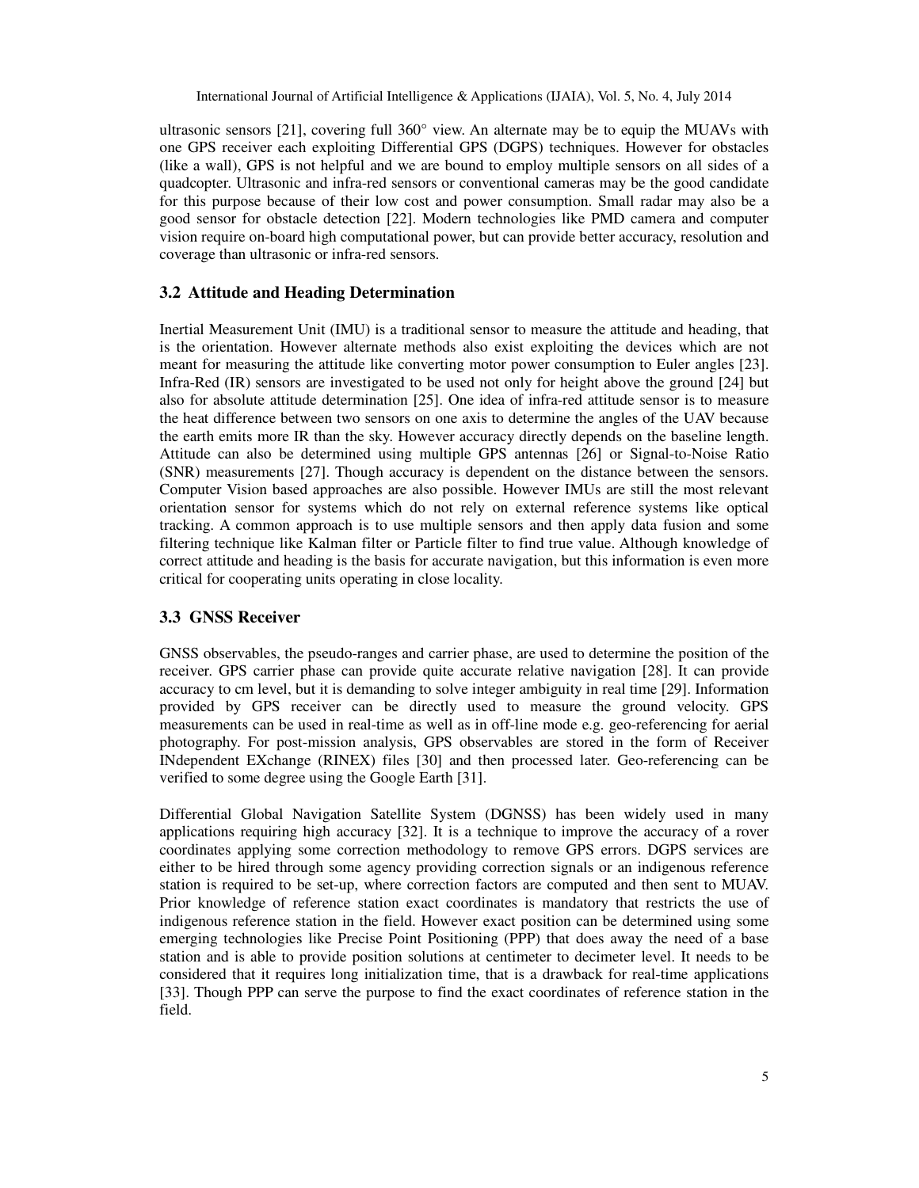ultrasonic sensors [21], covering full 360° view. An alternate may be to equip the MUAVs with one GPS receiver each exploiting Differential GPS (DGPS) techniques. However for obstacles (like a wall), GPS is not helpful and we are bound to employ multiple sensors on all sides of a quadcopter. Ultrasonic and infra-red sensors or conventional cameras may be the good candidate for this purpose because of their low cost and power consumption. Small radar may also be a good sensor for obstacle detection [22]. Modern technologies like PMD camera and computer vision require on-board high computational power, but can provide better accuracy, resolution and coverage than ultrasonic or infra-red sensors.

### 3.2 Attitude and Heading Determination

Inertial Measurement Unit (IMU) is a traditional sensor to measure the attitude and heading, that is the orientation. However alternate methods also exist exploiting the devices which are not meant for measuring the attitude like converting motor power consumption to Euler angles [23]. Infra-Red (IR) sensors are investigated to be used not only for height above the ground [24] but also for absolute attitude determination [25]. One idea of infra-red attitude sensor is to measure the heat difference between two sensors on one axis to determine the angles of the UAV because the earth emits more IR than the sky. However accuracy directly depends on the baseline length. Attitude can also be determined using multiple GPS antennas [26] or Signal-to-Noise Ratio (SNR) measurements [27]. Though accuracy is dependent on the distance between the sensors. Computer Vision based approaches are also possible. However IMUs are still the most relevant orientation sensor for systems which do not rely on external reference systems like optical tracking. A common approach is to use multiple sensors and then apply data fusion and some filtering technique like Kalman filter or Particle filter to find true value. Although knowledge of correct attitude and heading is the basis for accurate navigation, but this information is even more critical for cooperating units operating in close locality.

### 3.3 GNSS Receiver

GNSS observables, the pseudo-ranges and carrier phase, are used to determine the position of the receiver. GPS carrier phase can provide quite accurate relative navigation [28]. It can provide accuracy to cm level, but it is demanding to solve integer ambiguity in real time [29]. Information provided by GPS receiver can be directly used to measure the ground velocity. GPS measurements can be used in real-time as well as in off-line mode e.g. geo-referencing for aerial photography. For post-mission analysis, GPS observables are stored in the form of Receiver INdependent EXchange (RINEX) files [30] and then processed later. Geo-referencing can be verified to some degree using the Google Earth [31].

Differential Global Navigation Satellite System (DGNSS) has been widely used in many applications requiring high accuracy [32]. It is a technique to improve the accuracy of a rover coordinates applying some correction methodology to remove GPS errors. DGPS services are either to be hired through some agency providing correction signals or an indigenous reference station is required to be set-up, where correction factors are computed and then sent to MUAV. Prior knowledge of reference station exact coordinates is mandatory that restricts the use of indigenous reference station in the field. However exact position can be determined using some emerging technologies like Precise Point Positioning (PPP) that does away the need of a base station and is able to provide position solutions at centimeter to decimeter level. It needs to be considered that it requires long initialization time, that is a drawback for real-time applications [33]. Though PPP can serve the purpose to find the exact coordinates of reference station in the field.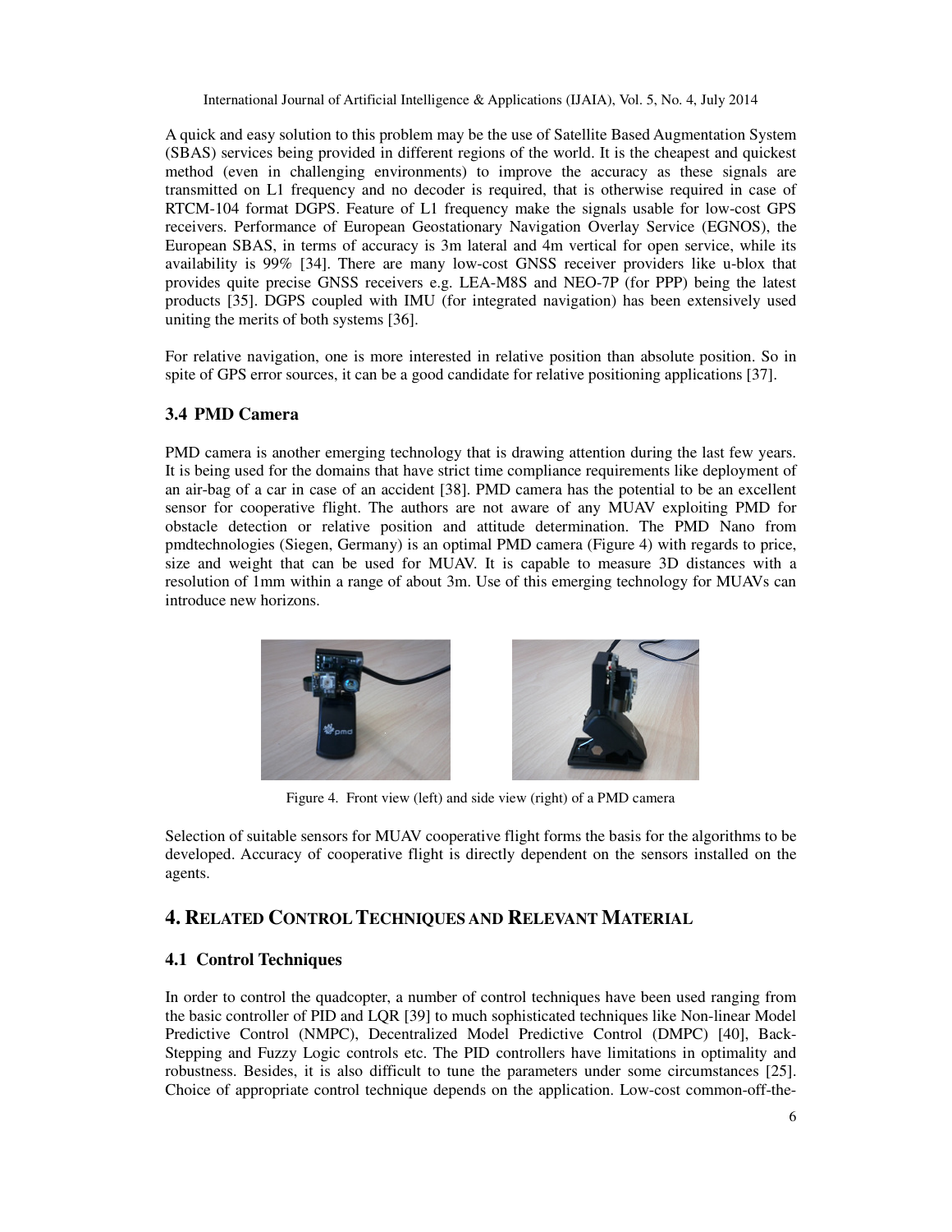A quick and easy solution to this problem may be the use of Satellite Based Augmentation System (SBAS) services being provided in different regions of the world. It is the cheapest and quickest method (even in challenging environments) to improve the accuracy as these signals are transmitted on L1 frequency and no decoder is required, that is otherwise required in case of RTCM-104 format DGPS. Feature of L1 frequency make the signals usable for low-cost GPS receivers. Performance of European Geostationary Navigation Overlay Service (EGNOS), the European SBAS, in terms of accuracy is 3m lateral and 4m vertical for open service, while its availability is 99% [34]. There are many low-cost GNSS receiver providers like u-blox that provides quite precise GNSS receivers e.g. LEA-M8S and NEO-7P (for PPP) being the latest products [35]. DGPS coupled with IMU (for integrated navigation) has been extensively used uniting the merits of both systems [36].

For relative navigation, one is more interested in relative position than absolute position. So in spite of GPS error sources, it can be a good candidate for relative positioning applications [37].

### 3.4 PMD Camera

PMD camera is another emerging technology that is drawing attention during the last few years. It is being used for the domains that have strict time compliance requirements like deployment of an air-bag of a car in case of an accident [38]. PMD camera has the potential to be an excellent sensor for cooperative flight. The authors are not aware of any MUAV exploiting PMD for obstacle detection or relative position and attitude determination. The PMD Nano from pmdtechnologies (Siegen, Germany) is an optimal PMD camera (Figure 4) with regards to price, size and weight that can be used for MUAV. It is capable to measure 3D distances with a resolution of 1mm within a range of about 3m. Use of this emerging technology for MUAVs can introduce new horizons.

Figure 4. Front view (left) and side view (right) of a PMD camera

Selection of suitable sensors for MUAV cooperative flight forms the basis for the algorithms to be developed. Accuracy of cooperative flight is directly dependent on the sensors installed on the agents.

## 4. Related Control Techniques and Relevant Material

### 4.1 Control Techniques

In order to control the quadcopter, a number of control techniques have been used ranging from the basic controller of PID and LQR [39] to much sophisticated techniques like Non-linear Model Predictive Control (NMPC), Decentralized Model Predictive Control (DMPC) [40], Back-Stepping and Fuzzy Logic controls etc. The PID controllers have limitations in optimality and robustness. Besides, it is also difficult to tune the parameters under some circumstances [25]. Choice of appropriate control technique depends on the application. Low-cost common-off-the-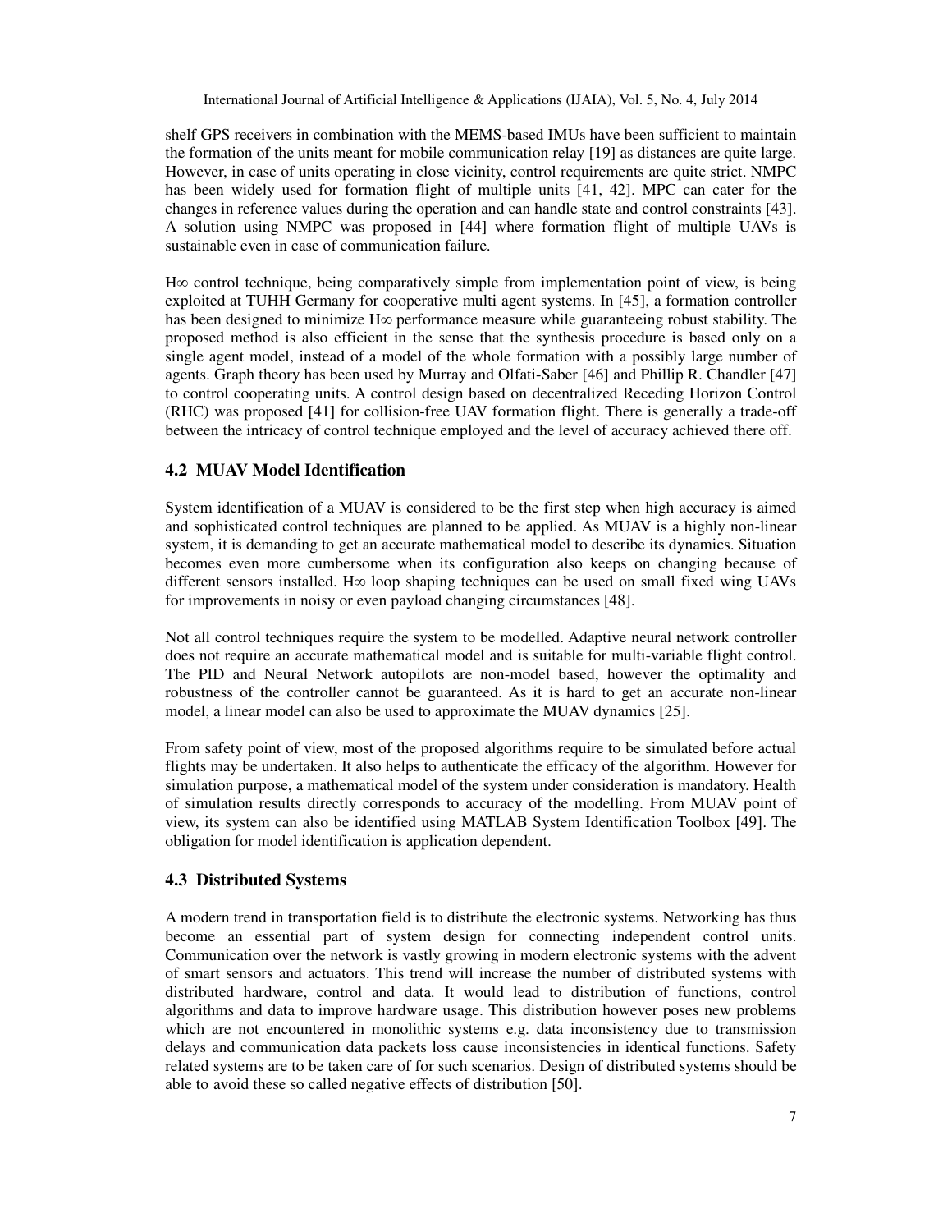shelf GPS receivers in combination with the MEMS-based IMUs have been sufficient to maintain the formation of the units meant for mobile communication relay [19] as distances are quite large. However, in case of units operating in close vicinity, control requirements are quite strict. NMPC has been widely used for formation flight of multiple units [41, 42]. MPC can cater for the changes in reference values during the operation and can handle state and control constraints [43]. A solution using NMPC was proposed in [44] where formation flight of multiple UAVs is sustainable even in case of communication failure.

H∞ control technique, being comparatively simple from implementation point of view, is being exploited at TUHH Germany for cooperative multi agent systems. In [45], a formation controller has been designed to minimize H∞ performance measure while guaranteeing robust stability. The proposed method is also efficient in the sense that the synthesis procedure is based only on a single agent model, instead of a model of the whole formation with a possibly large number of agents. Graph theory has been used by Murray and Olfati-Saber [46] and Phillip R. Chandler [47] to control cooperating units. A control design based on decentralized Receding Horizon Control (RHC) was proposed [41] for collision-free UAV formation flight. There is generally a trade-off between the intricacy of control technique employed and the level of accuracy achieved there off.

### 4.2 MUAV Model Identification

System identification of a MUAV is considered to be the first step when high accuracy is aimed and sophisticated control techniques are planned to be applied. As MUAV is a highly non-linear system, it is demanding to get an accurate mathematical model to describe its dynamics. Situation becomes even more cumbersome when its configuration also keeps on changing because of different sensors installed. H∞ loop shaping techniques can be used on small fixed wing UAVs for improvements in noisy or even payload changing circumstances [48].

Not all control techniques require the system to be modelled. Adaptive neural network controller does not require an accurate mathematical model and is suitable for multi-variable flight control. The PID and Neural Network autopilots are non-model based, however the optimality and robustness of the controller cannot be guaranteed. As it is hard to get an accurate non-linear model, a linear model can also be used to approximate the MUAV dynamics [25].

From safety point of view, most of the proposed algorithms require to be simulated before actual flights may be undertaken. It also helps to authenticate the efficacy of the algorithm. However for simulation purpose, a mathematical model of the system under consideration is mandatory. Health of simulation results directly corresponds to accuracy of the modelling. From MUAV point of view, its system can also be identified using MATLAB System Identification Toolbox [49]. The obligation for model identification is application dependent.

### 4.3 Distributed Systems

A modern trend in transportation field is to distribute the electronic systems. Networking has thus become an essential part of system design for connecting independent control units. Communication over the network is vastly growing in modern electronic systems with the advent of smart sensors and actuators. This trend will increase the number of distributed systems with distributed hardware, control and data. It would lead to distribution of functions, control algorithms and data to improve hardware usage. This distribution however poses new problems which are not encountered in monolithic systems e.g. data inconsistency due to transmission delays and communication data packets loss cause inconsistencies in identical functions. Safety related systems are to be taken care of for such scenarios. Design of distributed systems should be able to avoid these so called negative effects of distribution [50].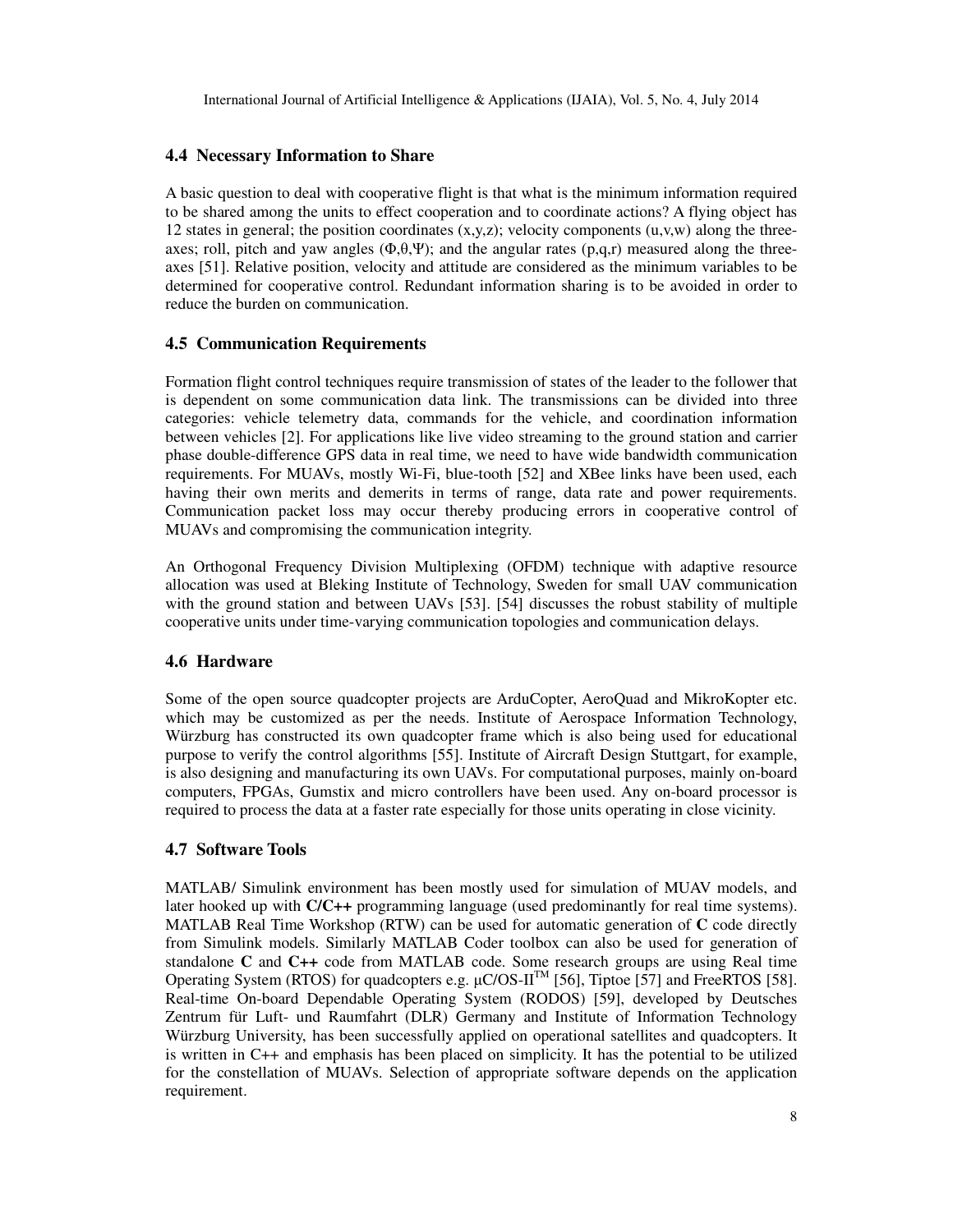### 4.4 Necessary Information to Share

A basic question to deal with cooperative flight is that what is the minimum information required to be shared among the units to effect cooperation and to coordinate actions? A flying object has 12 states in general; the position coordinates (x,y,z); velocity components (u,v,w) along the three-axes; roll, pitch and yaw angles ($\Phi,\theta,\Psi$); and the angular rates (p,q,r) measured along the three-axes [51]. Relative position, velocity and attitude are considered as the minimum variables to be determined for cooperative control. Redundant information sharing is to be avoided in order to reduce the burden on communication.

### 4.5 Communication Requirements

Formation flight control techniques require transmission of states of the leader to the follower that is dependent on some communication data link. The transmissions can be divided into three categories: vehicle telemetry data, commands for the vehicle, and coordination information between vehicles [2]. For applications like live video streaming to the ground station and carrier phase double-difference GPS data in real time, we need to have wide bandwidth communication requirements. For MUAVs, mostly Wi-Fi, blue-tooth [52] and XBee links have been used, each having their own merits and demerits in terms of range, data rate and power requirements. Communication packet loss may occur thereby producing errors in cooperative control of MUAVs and compromising the communication integrity.

An Orthogonal Frequency Division Multiplexing (OFDM) technique with adaptive resource allocation was used at Bleking Institute of Technology, Sweden for small UAV communication with the ground station and between UAVs [53]. [54] discusses the robust stability of multiple cooperative units under time-varying communication topologies and communication delays.

### 4.6 Hardware

Some of the open source quadcopter projects are ArduCopter, AeroQuad and MikroKopter etc. which may be customized as per the needs. Institute of Aerospace Information Technology, Würzburg has constructed its own quadcopter frame which is also being used for educational purpose to verify the control algorithms [55]. Institute of Aircraft Design Stuttgart, for example, is also designing and manufacturing its own UAVs. For computational purposes, mainly on-board computers, FPGAs, Gumstix and micro controllers have been used. Any on-board processor is required to process the data at a faster rate especially for those units operating in close vicinity.

### 4.7 Software Tools

MATLAB/ Simulink environment has been mostly used for simulation of MUAV models, and later hooked up with **C/C++** programming language (used predominantly for real time systems). MATLAB Real Time Workshop (RTW) can be used for automatic generation of **C** code directly from Simulink models. Similarly MATLAB Coder toolbox can also be used for generation of standalone **C** and **C++** code from MATLAB code. Some research groups are using Real time Operating System (RTOS) for quadcopters e.g. µC/OS-II™ [56], Tiptoe [57] and FreeRTOS [58]. Real-time On-board Dependable Operating System (RODOS) [59], developed by Deutsches Zentrum für Luft- und Raumfahrt (DLR) Germany and Institute of Information Technology Würzburg University, has been successfully applied on operational satellites and quadcopters. It is written in C++ and emphasis has been placed on simplicity. It has the potential to be utilized for the constellation of MUAVs. Selection of appropriate software depends on the application requirement.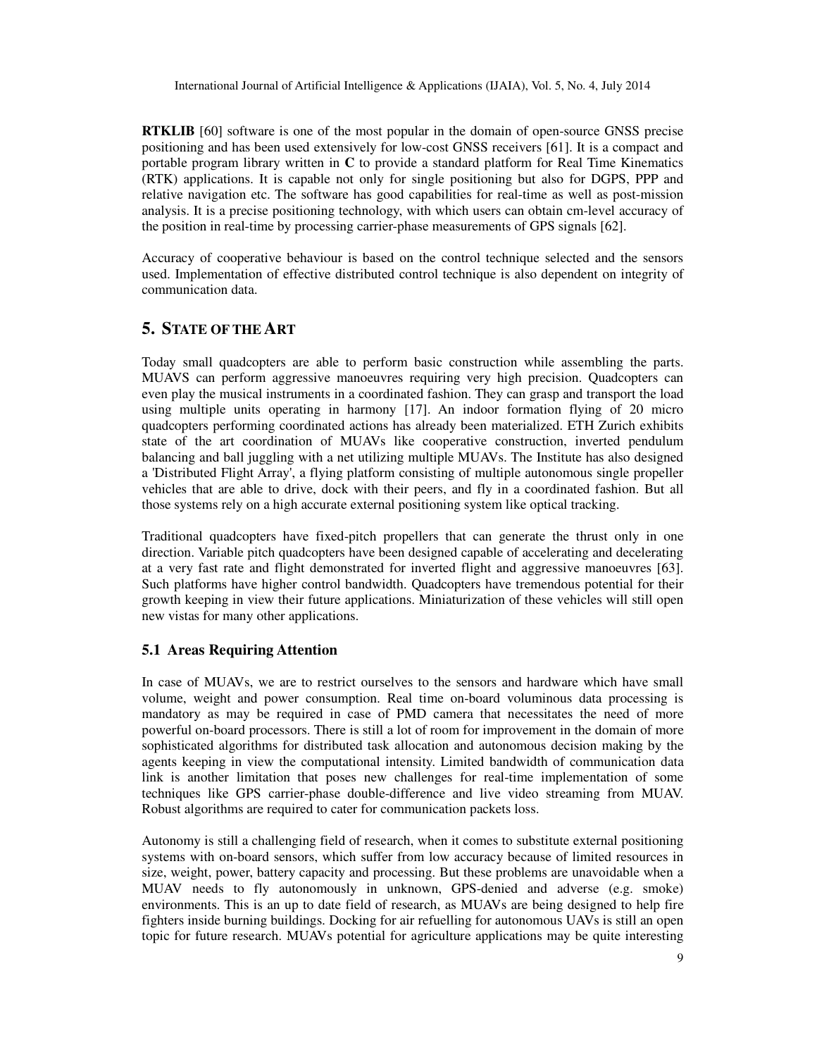**RTKLIB** [60] software is one of the most popular in the domain of open-source GNSS precise positioning and has been used extensively for low-cost GNSS receivers [61]. It is a compact and portable program library written in **C** to provide a standard platform for Real Time Kinematics (RTK) applications. It is capable not only for single positioning but also for DGPS, PPP and relative navigation etc. The software has good capabilities for real-time as well as post-mission analysis. It is a precise positioning technology, with which users can obtain cm-level accuracy of the position in real-time by processing carrier-phase measurements of GPS signals [62].

Accuracy of cooperative behaviour is based on the control technique selected and the sensors used. Implementation of effective distributed control technique is also dependent on integrity of communication data.

## 5. STATE OF THE ART

Today small quadcopters are able to perform basic construction while assembling the parts. MUAVS can perform aggressive manoeuvres requiring very high precision. Quadcopters can even play the musical instruments in a coordinated fashion. They can grasp and transport the load using multiple units operating in harmony [17]. An indoor formation flying of 20 micro quadcopters performing coordinated actions has already been materialized. ETH Zurich exhibits state of the art coordination of MUAVs like cooperative construction, inverted pendulum balancing and ball juggling with a net utilizing multiple MUAVs. The Institute has also designed a 'Distributed Flight Array', a flying platform consisting of multiple autonomous single propeller vehicles that are able to drive, dock with their peers, and fly in a coordinated fashion. But all those systems rely on a high accurate external positioning system like optical tracking.

Traditional quadcopters have fixed-pitch propellers that can generate the thrust only in one direction. Variable pitch quadcopters have been designed capable of accelerating and decelerating at a very fast rate and flight demonstrated for inverted flight and aggressive manoeuvres [63]. Such platforms have higher control bandwidth. Quadcopters have tremendous potential for their growth keeping in view their future applications. Miniaturization of these vehicles will still open new vistas for many other applications.

### 5.1 Areas Requiring Attention

In case of MUAVs, we are to restrict ourselves to the sensors and hardware which have small volume, weight and power consumption. Real time on-board voluminous data processing is mandatory as may be required in case of PMD camera that necessitates the need of more powerful on-board processors. There is still a lot of room for improvement in the domain of more sophisticated algorithms for distributed task allocation and autonomous decision making by the agents keeping in view the computational intensity. Limited bandwidth of communication data link is another limitation that poses new challenges for real-time implementation of some techniques like GPS carrier-phase double-difference and live video streaming from MUAV. Robust algorithms are required to cater for communication packets loss.

Autonomy is still a challenging field of research, when it comes to substitute external positioning systems with on-board sensors, which suffer from low accuracy because of limited resources in size, weight, power, battery capacity and processing. But these problems are unavoidable when a MUAV needs to fly autonomously in unknown, GPS-denied and adverse (e.g. smoke) environments. This is an up to date field of research, as MUAVs are being designed to help fire fighters inside burning buildings. Docking for air refuelling for autonomous UAVs is still an open topic for future research. MUAVs potential for agriculture applications may be quite interesting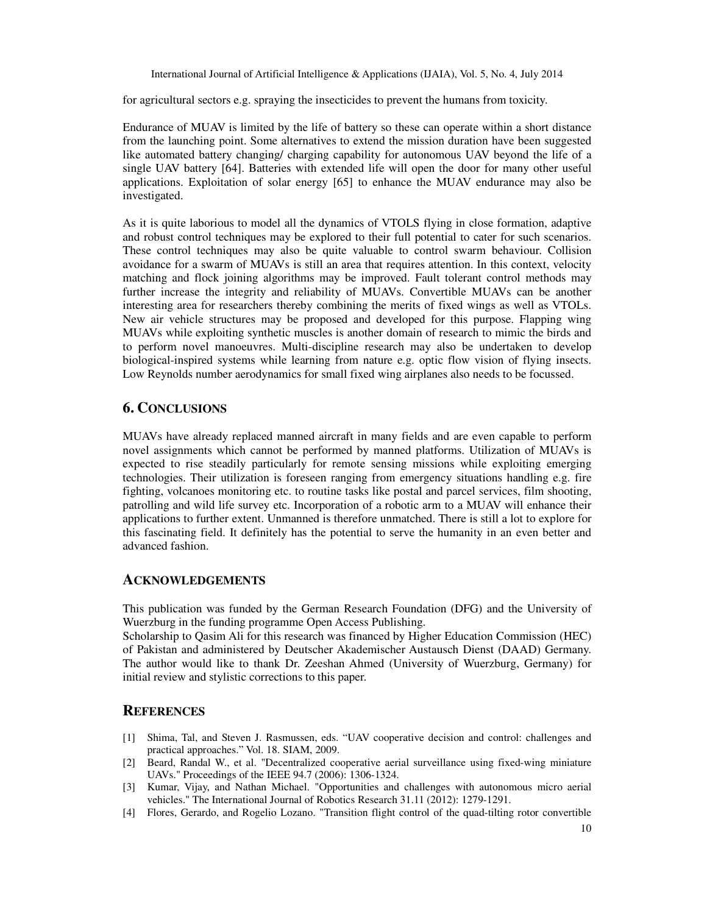for agricultural sectors e.g. spraying the insecticides to prevent the humans from toxicity.

Endurance of MUAV is limited by the life of battery so these can operate within a short distance from the launching point. Some alternatives to extend the mission duration have been suggested like automated battery changing/ charging capability for autonomous UAV beyond the life of a single UAV battery [64]. Batteries with extended life will open the door for many other useful applications. Exploitation of solar energy [65] to enhance the MUAV endurance may also be investigated.

As it is quite laborious to model all the dynamics of VTOLS flying in close formation, adaptive and robust control techniques may be explored to their full potential to cater for such scenarios. These control techniques may also be quite valuable to control swarm behaviour. Collision avoidance for a swarm of MUAVs is still an area that requires attention. In this context, velocity matching and flock joining algorithms may be improved. Fault tolerant control methods may further increase the integrity and reliability of MUAVs. Convertible MUAVs can be another interesting area for researchers thereby combining the merits of fixed wings as well as VTOLs. New air vehicle structures may be proposed and developed for this purpose. Flapping wing MUAVs while exploiting synthetic muscles is another domain of research to mimic the birds and to perform novel manoeuvres. Multi-discipline research may also be undertaken to develop biological-inspired systems while learning from nature e.g. optic flow vision of flying insects. Low Reynolds number aerodynamics for small fixed wing airplanes also needs to be focussed.

## 6. CONCLUSIONS

MUAVs have already replaced manned aircraft in many fields and are even capable to perform novel assignments which cannot be performed by manned platforms. Utilization of MUAVs is expected to rise steadily particularly for remote sensing missions while exploiting emerging technologies. Their utilization is foreseen ranging from emergency situations handling e.g. fire fighting, volcanoes monitoring etc. to routine tasks like postal and parcel services, film shooting, patrolling and wild life survey etc. Incorporation of a robotic arm to a MUAV will enhance their applications to further extent. Unmanned is therefore unmatched. There is still a lot to explore for this fascinating field. It definitely has the potential to serve the humanity in an even better and advanced fashion.

## ACKNOWLEDGEMENTS

This publication was funded by the German Research Foundation (DFG) and the University of Wuerzburg in the funding programme Open Access Publishing.
Scholarship to Qasim Ali for this research was financed by Higher Education Commission (HEC) of Pakistan and administered by Deutscher Akademischer Austausch Dienst (DAAD) Germany. The author would like to thank Dr. Zeeshan Ahmed (University of Wuerzburg, Germany) for initial review and stylistic corrections to this paper.

## REFERENCES

[1] Shima, Tal, and Steven J. Rasmussen, eds. "UAV cooperative decision and control: challenges and practical approaches." Vol. 18. SIAM, 2009.

[2] Beard, Randal W., et al. "Decentralized cooperative aerial surveillance using fixed-wing miniature UAVs." Proceedings of the IEEE 94.7 (2006): 1306-1324.

[3] Kumar, Vijay, and Nathan Michael. "Opportunities and challenges with autonomous micro aerial vehicles." The International Journal of Robotics Research 31.11 (2012): 1279-1291.

[4] Flores, Gerardo, and Rogelio Lozano. "Transition flight control of the quad-tilting rotor convertible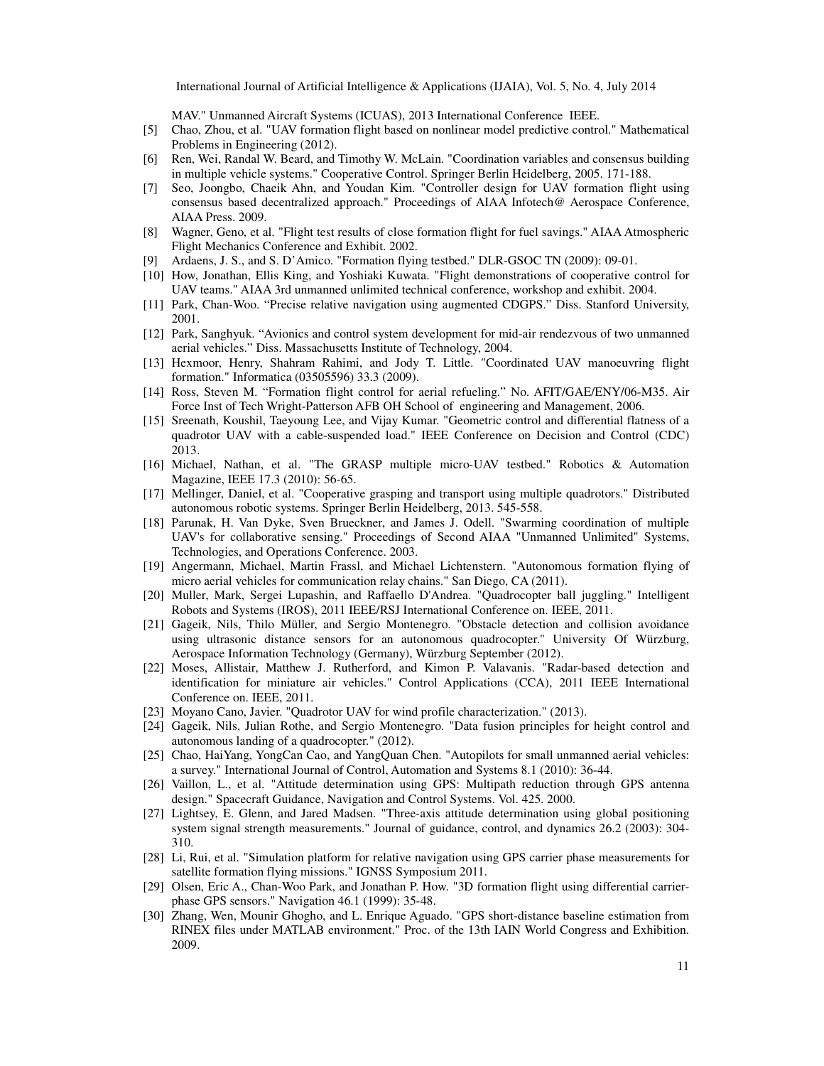MAV." Unmanned Aircraft Systems (ICUAS), 2013 International Conference IEEE.

[5] Chao, Zhou, et al. "UAV formation flight based on nonlinear model predictive control." Mathematical Problems in Engineering (2012).

[6] Ren, Wei, Randal W. Beard, and Timothy W. McLain. "Coordination variables and consensus building in multiple vehicle systems." Cooperative Control. Springer Berlin Heidelberg, 2005. 171-188.

[7] Seo, Joongbo, Chaeik Ahn, and Youdan Kim. "Controller design for UAV formation flight using consensus based decentralized approach." Proceedings of AIAA Infotech@ Aerospace Conference, AIAA Press. 2009.

[8] Wagner, Geno, et al. "Flight test results of close formation flight for fuel savings." AIAA Atmospheric Flight Mechanics Conference and Exhibit. 2002.

[9] Ardaens, J. S., and S. D'Amico. "Formation flying testbed." DLR-GSOC TN (2009): 09-01.

[10] How, Jonathan, Ellis King, and Yoshiaki Kuwata. "Flight demonstrations of cooperative control for UAV teams." AIAA 3rd unmanned unlimited technical conference, workshop and exhibit. 2004.

[11] Park, Chan-Woo. "Precise relative navigation using augmented CDGPS." Diss. Stanford University, 2001.

[12] Park, Sanghyuk. "Avionics and control system development for mid-air rendezvous of two unmanned aerial vehicles." Diss. Massachusetts Institute of Technology, 2004.

[13] Hexmoor, Henry, Shahram Rahimi, and Jody T. Little. "Coordinated UAV manoeuvring flight formation." Informatica (03505596) 33.3 (2009).

[14] Ross, Steven M. "Formation flight control for aerial refueling." No. AFIT/GAE/ENY/06-M35. Air Force Inst of Tech Wright-Patterson AFB OH School of engineering and Management, 2006.

[15] Sreenath, Koushil, Taeyoung Lee, and Vijay Kumar. "Geometric control and differential flatness of a quadrotor UAV with a cable-suspended load." IEEE Conference on Decision and Control (CDC) 2013.

[16] Michael, Nathan, et al. "The GRASP multiple micro-UAV testbed." Robotics & Automation Magazine, IEEE 17.3 (2010): 56-65.

[17] Mellinger, Daniel, et al. "Cooperative grasping and transport using multiple quadrotors." Distributed autonomous robotic systems. Springer Berlin Heidelberg, 2013. 545-558.

[18] Parunak, H. Van Dyke, Sven Brueckner, and James J. Odell. "Swarming coordination of multiple UAV's for collaborative sensing." Proceedings of Second AIAA "Unmanned Unlimited" Systems, Technologies, and Operations Conference. 2003.

[19] Angermann, Michael, Martin Frassl, and Michael Lichtenstern. "Autonomous formation flying of micro aerial vehicles for communication relay chains." San Diego, CA (2011).

[20] Muller, Mark, Sergei Lupashin, and Raffaello D'Andrea. "Quadrocopter ball juggling." Intelligent Robots and Systems (IROS), 2011 IEEE/RSJ International Conference on. IEEE, 2011.

[21] Gageik, Nils, Thilo Müller, and Sergio Montenegro. "Obstacle detection and collision avoidance using ultrasonic distance sensors for an autonomous quadrocopter." University Of Würzburg, Aerospace Information Technology (Germany), Würzburg September (2012).

[22] Moses, Allistair, Matthew J. Rutherford, and Kimon P. Valavanis. "Radar-based detection and identification for miniature air vehicles." Control Applications (CCA), 2011 IEEE International Conference on. IEEE, 2011.

[23] Moyano Cano, Javier. "Quadrotor UAV for wind profile characterization." (2013).

[24] Gageik, Nils, Julian Rothe, and Sergio Montenegro. "Data fusion principles for height control and autonomous landing of a quadrocopter." (2012).

[25] Chao, HaiYang, YongCan Cao, and YangQuan Chen. "Autopilots for small unmanned aerial vehicles: a survey." International Journal of Control, Automation and Systems 8.1 (2010): 36-44.

[26] Vaillon, L., et al. "Attitude determination using GPS: Multipath reduction through GPS antenna design." Spacecraft Guidance, Navigation and Control Systems. Vol. 425. 2000.

[27] Lightsey, E. Glenn, and Jared Madsen. "Three-axis attitude determination using global positioning system signal strength measurements." Journal of guidance, control, and dynamics 26.2 (2003): 304-310.

[28] Li, Rui, et al. "Simulation platform for relative navigation using GPS carrier phase measurements for satellite formation flying missions." IGNSS Symposium 2011.

[29] Olsen, Eric A., Chan-Woo Park, and Jonathan P. How. "3D formation flight using differential carrier-phase GPS sensors." Navigation 46.1 (1999): 35-48.

[30] Zhang, Wen, Mounir Ghogho, and L. Enrique Aguado. "GPS short-distance baseline estimation from RINEX files under MATLAB environment." Proc. of the 13th IAIN World Congress and Exhibition. 2009.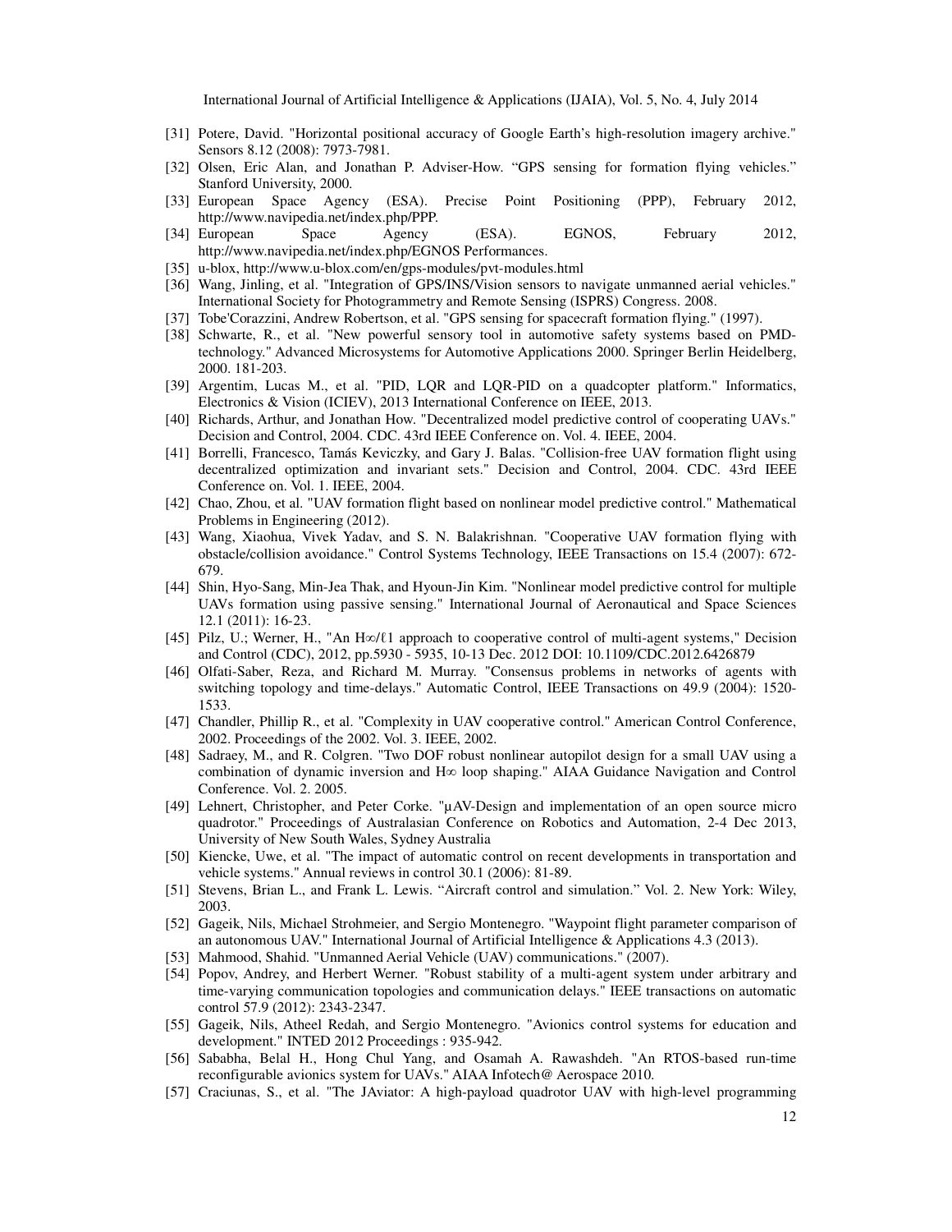[31] Potere, David. "Horizontal positional accuracy of Google Earth's high-resolution imagery archive." Sensors 8.12 (2008): 7973-7981.

[32] Olsen, Eric Alan, and Jonathan P. Adviser-How. "GPS sensing for formation flying vehicles." Stanford University, 2000.

[33] European Space Agency (ESA). Precise Point Positioning (PPP), February 2012, http://www.navipedia.net/index.php/PPP.

[34] European Space Agency (ESA). EGNOS, February 2012, http://www.navipedia.net/index.php/EGNOS Performances.

[35] u-blox, http://www.u-blox.com/en/gps-modules/pvt-modules.html

[36] Wang, Jinling, et al. "Integration of GPS/INS/Vision sensors to navigate unmanned aerial vehicles." International Society for Photogrammetry and Remote Sensing (ISPRS) Congress. 2008.

[37] Tobe'Corazzini, Andrew Robertson, et al. "GPS sensing for spacecraft formation flying." (1997).

[38] Schwarte, R., et al. "New powerful sensory tool in automotive safety systems based on PMD-technology." Advanced Microsystems for Automotive Applications 2000. Springer Berlin Heidelberg, 2000. 181-203.

[39] Argentim, Lucas M., et al. "PID, LQR and LQR-PID on a quadcopter platform." Informatics, Electronics & Vision (ICIEV), 2013 International Conference on IEEE, 2013.

[40] Richards, Arthur, and Jonathan How. "Decentralized model predictive control of cooperating UAVs." Decision and Control, 2004. CDC. 43rd IEEE Conference on. Vol. 4. IEEE, 2004.

[41] Borrelli, Francesco, Tamás Keviczky, and Gary J. Balas. "Collision-free UAV formation flight using decentralized optimization and invariant sets." Decision and Control, 2004. CDC. 43rd IEEE Conference on. Vol. 1. IEEE, 2004.

[42] Chao, Zhou, et al. "UAV formation flight based on nonlinear model predictive control." Mathematical Problems in Engineering (2012).

[43] Wang, Xiaohua, Vivek Yadav, and S. N. Balakrishnan. "Cooperative UAV formation flying with obstacle/collision avoidance." Control Systems Technology, IEEE Transactions on 15.4 (2007): 672-679.

[44] Shin, Hyo-Sang, Min-Jea Thak, and Hyoun-Jin Kim. "Nonlinear model predictive control for multiple UAVs formation using passive sensing." International Journal of Aeronautical and Space Sciences 12.1 (2011): 16-23.

[45] Pilz, U.; Werner, H., "An H∞/ℓ1 approach to cooperative control of multi-agent systems," Decision and Control (CDC), 2012, pp.5930 - 5935, 10-13 Dec. 2012 DOI: 10.1109/CDC.2012.6426879

[46] Olfati-Saber, Reza, and Richard M. Murray. "Consensus problems in networks of agents with switching topology and time-delays." Automatic Control, IEEE Transactions on 49.9 (2004): 1520-1533.

[47] Chandler, Phillip R., et al. "Complexity in UAV cooperative control." American Control Conference, 2002. Proceedings of the 2002. Vol. 3. IEEE, 2002.

[48] Sadraey, M., and R. Colgren. "Two DOF robust nonlinear autopilot design for a small UAV using a combination of dynamic inversion and H∞ loop shaping." AIAA Guidance Navigation and Control Conference. Vol. 2. 2005.

[49] Lehnert, Christopher, and Peter Corke. "µAV-Design and implementation of an open source micro quadrotor." Proceedings of Australasian Conference on Robotics and Automation, 2-4 Dec 2013, University of New South Wales, Sydney Australia

[50] Kiencke, Uwe, et al. "The impact of automatic control on recent developments in transportation and vehicle systems." Annual reviews in control 30.1 (2006): 81-89.

[51] Stevens, Brian L., and Frank L. Lewis. "Aircraft control and simulation." Vol. 2. New York: Wiley, 2003.

[52] Gageik, Nils, Michael Strohmeier, and Sergio Montenegro. "Waypoint flight parameter comparison of an autonomous UAV." International Journal of Artificial Intelligence & Applications 4.3 (2013).

[53] Mahmood, Shahid. "Unmanned Aerial Vehicle (UAV) communications." (2007).

[54] Popov, Andrey, and Herbert Werner. "Robust stability of a multi-agent system under arbitrary and time-varying communication topologies and communication delays." IEEE transactions on automatic control 57.9 (2012): 2343-2347.

[55] Gageik, Nils, Atheel Redah, and Sergio Montenegro. "Avionics control systems for education and development." INTED 2012 Proceedings : 935-942.

[56] Sababha, Belal H., Hong Chul Yang, and Osamah A. Rawashdeh. "An RTOS-based run-time reconfigurable avionics system for UAVs." AIAA Infotech@ Aerospace 2010.

[57] Craciunas, S., et al. "The JAviator: A high-payload quadrotor UAV with high-level programming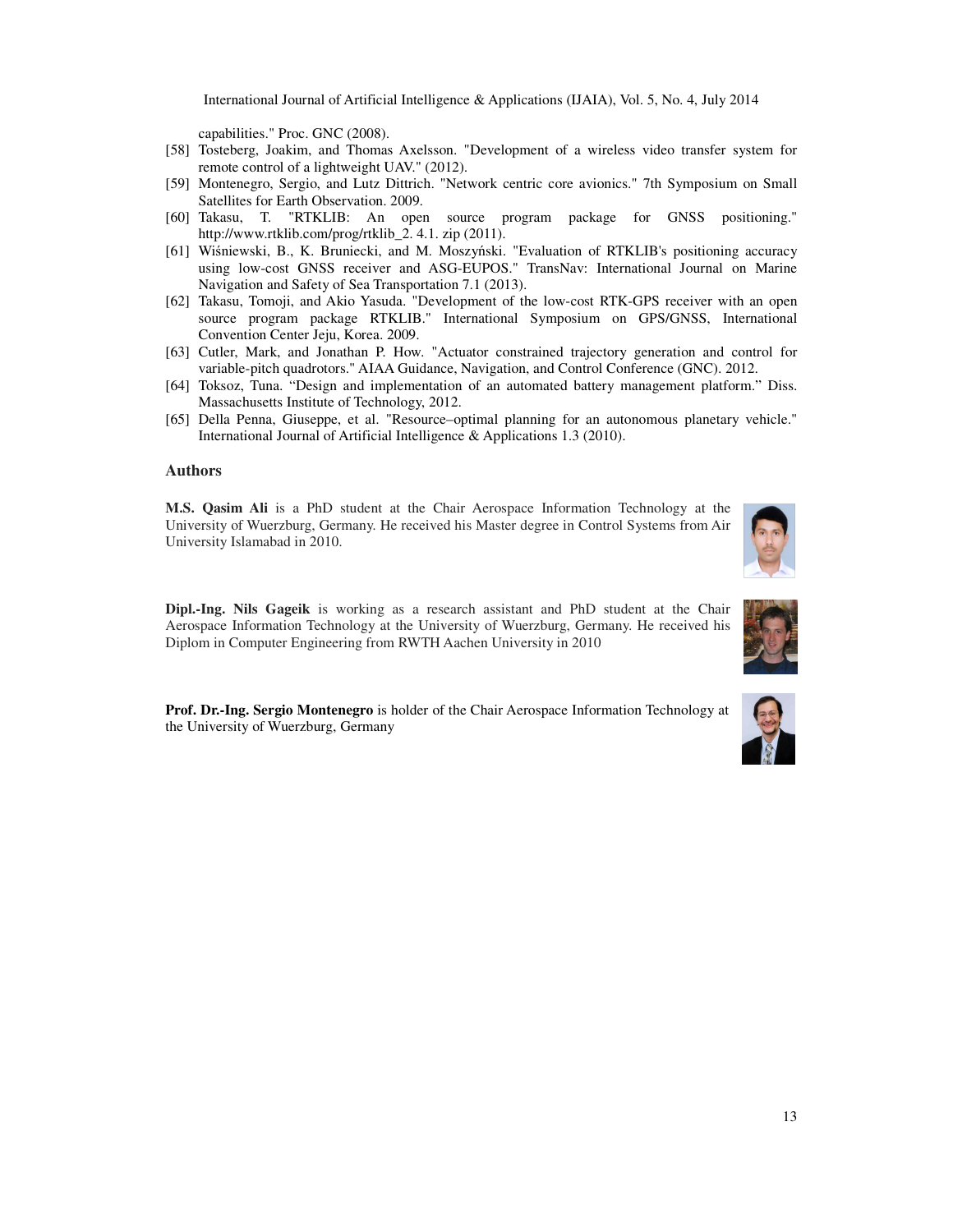capabilities." Proc. GNC (2008).

[58] Tosteberg, Joakim, and Thomas Axelsson. "Development of a wireless video transfer system for remote control of a lightweight UAV." (2012).

[59] Montenegro, Sergio, and Lutz Dittrich. "Network centric core avionics." 7th Symposium on Small Satellites for Earth Observation. 2009.

[60] Takasu, T. "RTKLIB: An open source program package for GNSS positioning." http://www.rtklib.com/prog/rtklib_2. 4.1. zip (2011).

[61] Wiśniewski, B., K. Bruniecki, and M. Moszyński. "Evaluation of RTKLIB's positioning accuracy using low-cost GNSS receiver and ASG-EUPOS." TransNav: International Journal on Marine Navigation and Safety of Sea Transportation 7.1 (2013).

[62] Takasu, Tomoji, and Akio Yasuda. "Development of the low-cost RTK-GPS receiver with an open source program package RTKLIB." International Symposium on GPS/GNSS, International Convention Center Jeju, Korea. 2009.

[63] Cutler, Mark, and Jonathan P. How. "Actuator constrained trajectory generation and control for variable-pitch quadrotors." AIAA Guidance, Navigation, and Control Conference (GNC). 2012.

[64] Toksoz, Tuna. "Design and implementation of an automated battery management platform." Diss. Massachusetts Institute of Technology, 2012.

[65] Della Penna, Giuseppe, et al. "Resource–optimal planning for an autonomous planetary vehicle." International Journal of Artificial Intelligence & Applications 1.3 (2010).

### Authors

**M.S. Qasim Ali** is a PhD student at the Chair Aerospace Information Technology at the University of Wuerzburg, Germany. He received his Master degree in Control Systems from Air University Islamabad in 2010.

**Dipl.-Ing. Nils Gageik** is working as a research assistant and PhD student at the Chair Aerospace Information Technology at the University of Wuerzburg, Germany. He received his Diplom in Computer Engineering from RWTH Aachen University in 2010

**Prof. Dr.-Ing. Sergio Montenegro** is holder of the Chair Aerospace Information Technology at the University of Wuerzburg, Germany